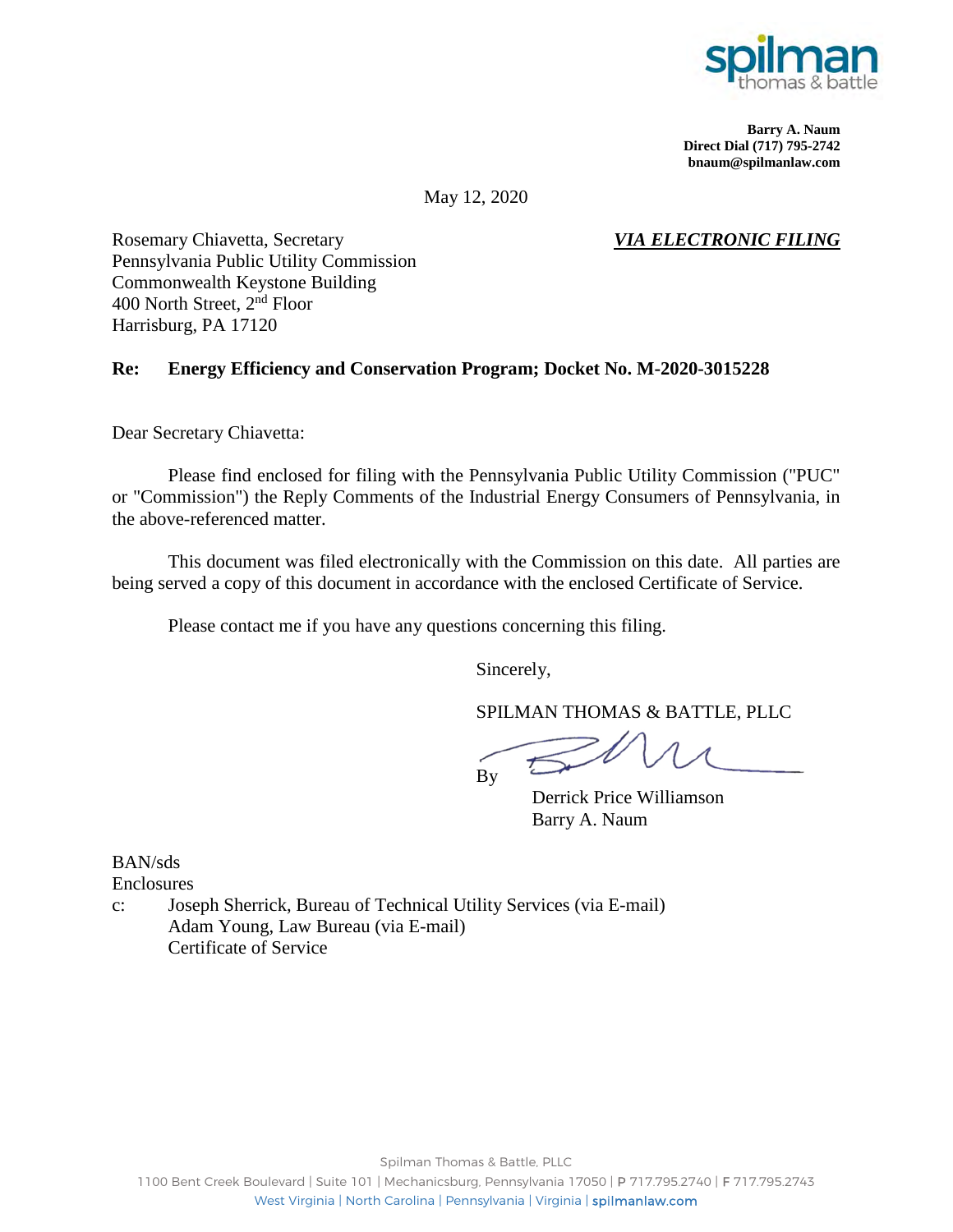**Barry A. Naum**
**Direct Dial (717) 795-2742**
**bnaum@spilmanlaw.com**

May 12, 2020

Rosemary Chiavetta, Secretary
Pennsylvania Public Utility Commission
Commonwealth Keystone Building
400 North Street, 2nd Floor
Harrisburg, PA 17120

***VIA ELECTRONIC FILING***

**Re: Energy Efficiency and Conservation Program; Docket No. M-2020-3015228**

Dear Secretary Chiavetta:

Please find enclosed for filing with the Pennsylvania Public Utility Commission ("PUC" or "Commission") the Reply Comments of the Industrial Energy Consumers of Pennsylvania, in the above-referenced matter.

This document was filed electronically with the Commission on this date. All parties are being served a copy of this document in accordance with the enclosed Certificate of Service.

Please contact me if you have any questions concerning this filing.

Sincerely,

SPILMAN THOMAS & BATTLE, PLLC

By

Derrick Price Williamson
Barry A. Naum

BAN/sds
Enclosures
c: Joseph Sherrick, Bureau of Technical Utility Services (via E-mail)
Adam Young, Law Bureau (via E-mail)
Certificate of Service

Spilman Thomas & Battle, PLLC
1100 Bent Creek Boulevard | Suite 101 | Mechanicsburg, Pennsylvania 17050 | P 717.795.2740 | F 717.795.2743
West Virginia | North Carolina | Pennsylvania | Virginia | spilmanlaw.com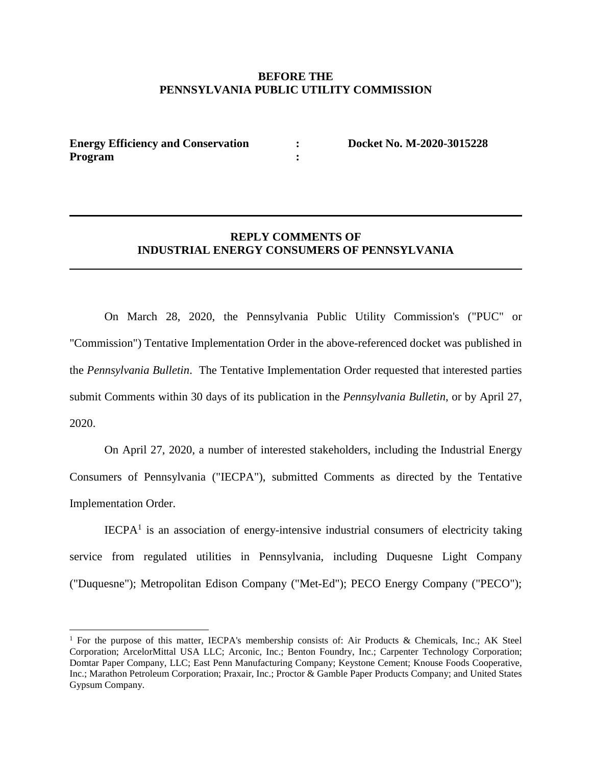**BEFORE THE**
**PENNSYLVANIA PUBLIC UTILITY COMMISSION**

| | | |
|---|---|---|
| **Energy Efficiency and Conservation Program** | **:** **:** | **Docket No. M-2020-3015228** |

---

**REPLY COMMENTS OF**
**INDUSTRIAL ENERGY CONSUMERS OF PENNSYLVANIA**

---

On March 28, 2020, the Pennsylvania Public Utility Commission's ("PUC" or "Commission") Tentative Implementation Order in the above-referenced docket was published in the *Pennsylvania Bulletin*. The Tentative Implementation Order requested that interested parties submit Comments within 30 days of its publication in the *Pennsylvania Bulletin*, or by April 27, 2020.

On April 27, 2020, a number of interested stakeholders, including the Industrial Energy Consumers of Pennsylvania ("IECPA"), submitted Comments as directed by the Tentative Implementation Order.

IECPA[1] is an association of energy-intensive industrial consumers of electricity taking service from regulated utilities in Pennsylvania, including Duquesne Light Company ("Duquesne"); Metropolitan Edison Company ("Met-Ed"); PECO Energy Company ("PECO");

[1] For the purpose of this matter, IECPA's membership consists of: Air Products & Chemicals, Inc.; AK Steel Corporation; ArcelorMittal USA LLC; Arconic, Inc.; Benton Foundry, Inc.; Carpenter Technology Corporation; Domtar Paper Company, LLC; East Penn Manufacturing Company; Keystone Cement; Knouse Foods Cooperative, Inc.; Marathon Petroleum Corporation; Praxair, Inc.; Proctor & Gamble Paper Products Company; and United States Gypsum Company.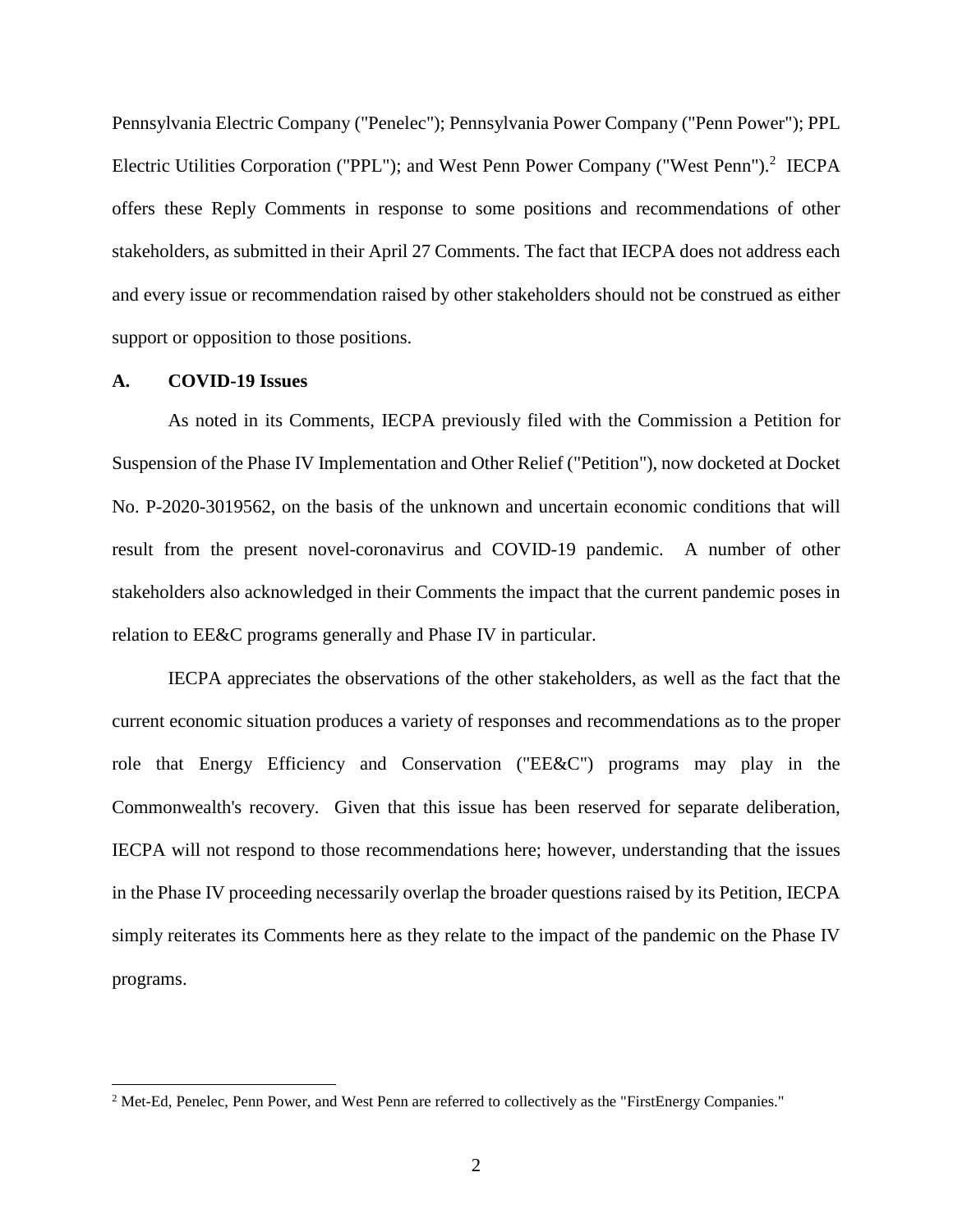Pennsylvania Electric Company ("Penelec"); Pennsylvania Power Company ("Penn Power"); PPL Electric Utilities Corporation ("PPL"); and West Penn Power Company ("West Penn").[2] IECPA offers these Reply Comments in response to some positions and recommendations of other stakeholders, as submitted in their April 27 Comments. The fact that IECPA does not address each and every issue or recommendation raised by other stakeholders should not be construed as either support or opposition to those positions.

**A. COVID-19 Issues**

As noted in its Comments, IECPA previously filed with the Commission a Petition for Suspension of the Phase IV Implementation and Other Relief ("Petition"), now docketed at Docket No. P-2020-3019562, on the basis of the unknown and uncertain economic conditions that will result from the present novel-coronavirus and COVID-19 pandemic. A number of other stakeholders also acknowledged in their Comments the impact that the current pandemic poses in relation to EE&C programs generally and Phase IV in particular.

IECPA appreciates the observations of the other stakeholders, as well as the fact that the current economic situation produces a variety of responses and recommendations as to the proper role that Energy Efficiency and Conservation ("EE&C") programs may play in the Commonwealth's recovery. Given that this issue has been reserved for separate deliberation, IECPA will not respond to those recommendations here; however, understanding that the issues in the Phase IV proceeding necessarily overlap the broader questions raised by its Petition, IECPA simply reiterates its Comments here as they relate to the impact of the pandemic on the Phase IV programs.

[2] Met-Ed, Penelec, Penn Power, and West Penn are referred to collectively as the "FirstEnergy Companies."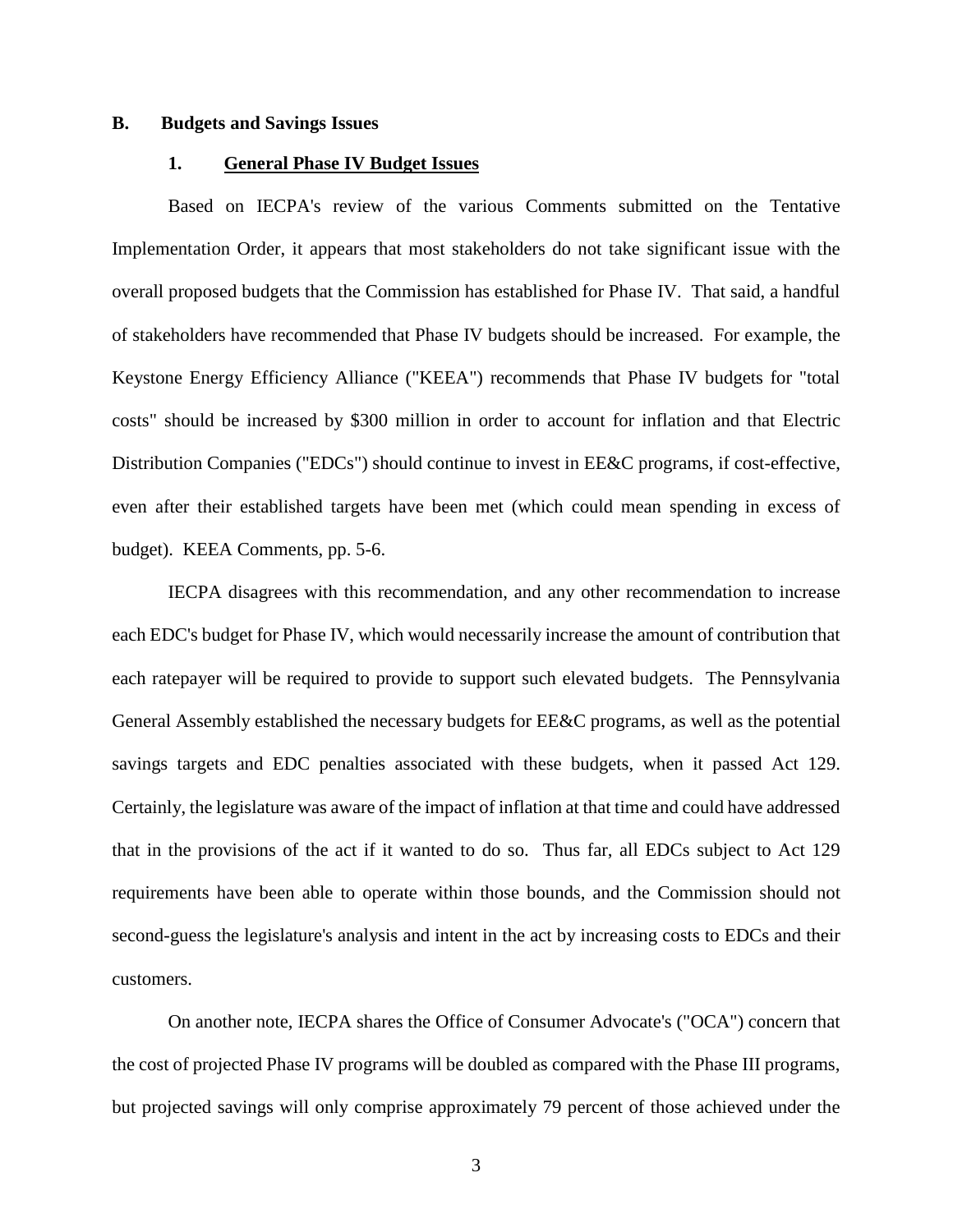## B. Budgets and Savings Issues

### 1. General Phase IV Budget Issues

Based on IECPA's review of the various Comments submitted on the Tentative Implementation Order, it appears that most stakeholders do not take significant issue with the overall proposed budgets that the Commission has established for Phase IV. That said, a handful of stakeholders have recommended that Phase IV budgets should be increased. For example, the Keystone Energy Efficiency Alliance ("KEEA") recommends that Phase IV budgets for "total costs" should be increased by $300 million in order to account for inflation and that Electric Distribution Companies ("EDCs") should continue to invest in EE&C programs, if cost-effective, even after their established targets have been met (which could mean spending in excess of budget). KEEA Comments, pp. 5-6.

IECPA disagrees with this recommendation, and any other recommendation to increase each EDC's budget for Phase IV, which would necessarily increase the amount of contribution that each ratepayer will be required to provide to support such elevated budgets. The Pennsylvania General Assembly established the necessary budgets for EE&C programs, as well as the potential savings targets and EDC penalties associated with these budgets, when it passed Act 129. Certainly, the legislature was aware of the impact of inflation at that time and could have addressed that in the provisions of the act if it wanted to do so. Thus far, all EDCs subject to Act 129 requirements have been able to operate within those bounds, and the Commission should not second-guess the legislature's analysis and intent in the act by increasing costs to EDCs and their customers.

On another note, IECPA shares the Office of Consumer Advocate's ("OCA") concern that the cost of projected Phase IV programs will be doubled as compared with the Phase III programs, but projected savings will only comprise approximately 79 percent of those achieved under the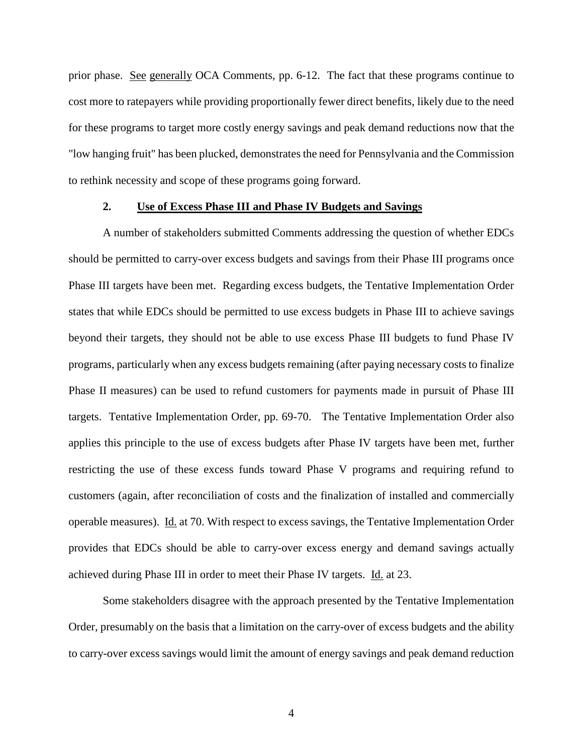prior phase. See generally OCA Comments, pp. 6-12. The fact that these programs continue to cost more to ratepayers while providing proportionally fewer direct benefits, likely due to the need for these programs to target more costly energy savings and peak demand reductions now that the "low hanging fruit" has been plucked, demonstrates the need for Pennsylvania and the Commission to rethink necessity and scope of these programs going forward.

### 2. Use of Excess Phase III and Phase IV Budgets and Savings

A number of stakeholders submitted Comments addressing the question of whether EDCs should be permitted to carry-over excess budgets and savings from their Phase III programs once Phase III targets have been met. Regarding excess budgets, the Tentative Implementation Order states that while EDCs should be permitted to use excess budgets in Phase III to achieve savings beyond their targets, they should not be able to use excess Phase III budgets to fund Phase IV programs, particularly when any excess budgets remaining (after paying necessary costs to finalize Phase II measures) can be used to refund customers for payments made in pursuit of Phase III targets. Tentative Implementation Order, pp. 69-70. The Tentative Implementation Order also applies this principle to the use of excess budgets after Phase IV targets have been met, further restricting the use of these excess funds toward Phase V programs and requiring refund to customers (again, after reconciliation of costs and the finalization of installed and commercially operable measures). Id. at 70. With respect to excess savings, the Tentative Implementation Order provides that EDCs should be able to carry-over excess energy and demand savings actually achieved during Phase III in order to meet their Phase IV targets. Id. at 23.

Some stakeholders disagree with the approach presented by the Tentative Implementation Order, presumably on the basis that a limitation on the carry-over of excess budgets and the ability to carry-over excess savings would limit the amount of energy savings and peak demand reduction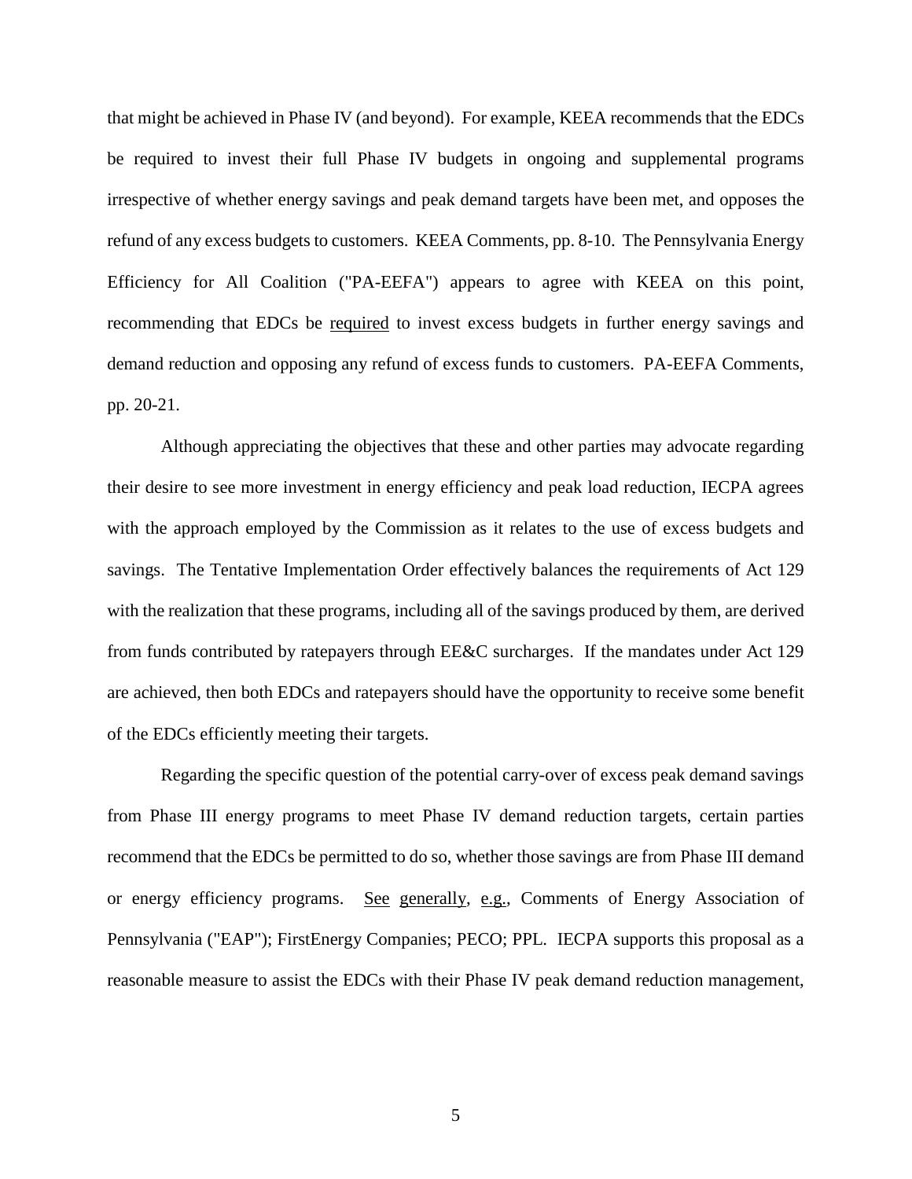that might be achieved in Phase IV (and beyond). For example, KEEA recommends that the EDCs be required to invest their full Phase IV budgets in ongoing and supplemental programs irrespective of whether energy savings and peak demand targets have been met, and opposes the refund of any excess budgets to customers. KEEA Comments, pp. 8-10. The Pennsylvania Energy Efficiency for All Coalition ("PA-EEFA") appears to agree with KEEA on this point, recommending that EDCs be <u>required</u> to invest excess budgets in further energy savings and demand reduction and opposing any refund of excess funds to customers. PA-EEFA Comments, pp. 20-21.

Although appreciating the objectives that these and other parties may advocate regarding their desire to see more investment in energy efficiency and peak load reduction, IECPA agrees with the approach employed by the Commission as it relates to the use of excess budgets and savings. The Tentative Implementation Order effectively balances the requirements of Act 129 with the realization that these programs, including all of the savings produced by them, are derived from funds contributed by ratepayers through EE&C surcharges. If the mandates under Act 129 are achieved, then both EDCs and ratepayers should have the opportunity to receive some benefit of the EDCs efficiently meeting their targets.

Regarding the specific question of the potential carry-over of excess peak demand savings from Phase III energy programs to meet Phase IV demand reduction targets, certain parties recommend that the EDCs be permitted to do so, whether those savings are from Phase III demand or energy efficiency programs. <u>See</u> <u>generally</u>, <u>e.g.</u>, Comments of Energy Association of Pennsylvania ("EAP"); FirstEnergy Companies; PECO; PPL. IECPA supports this proposal as a reasonable measure to assist the EDCs with their Phase IV peak demand reduction management,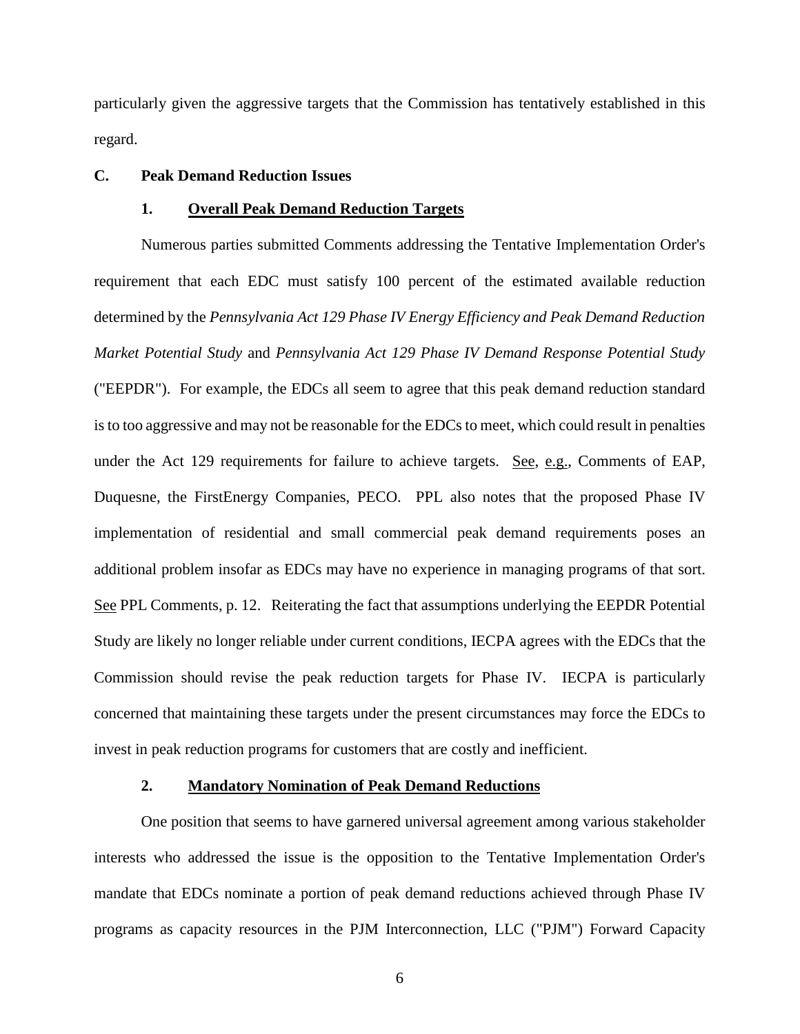particularly given the aggressive targets that the Commission has tentatively established in this regard.

### C. Peak Demand Reduction Issues

#### 1. Overall Peak Demand Reduction Targets

Numerous parties submitted Comments addressing the Tentative Implementation Order's requirement that each EDC must satisfy 100 percent of the estimated available reduction determined by the *Pennsylvania Act 129 Phase IV Energy Efficiency and Peak Demand Reduction Market Potential Study* and *Pennsylvania Act 129 Phase IV Demand Response Potential Study* ("EEPDR"). For example, the EDCs all seem to agree that this peak demand reduction standard is to too aggressive and may not be reasonable for the EDCs to meet, which could result in penalties under the Act 129 requirements for failure to achieve targets. See, e.g., Comments of EAP, Duquesne, the FirstEnergy Companies, PECO. PPL also notes that the proposed Phase IV implementation of residential and small commercial peak demand requirements poses an additional problem insofar as EDCs may have no experience in managing programs of that sort. See PPL Comments, p. 12. Reiterating the fact that assumptions underlying the EEPDR Potential Study are likely no longer reliable under current conditions, IECPA agrees with the EDCs that the Commission should revise the peak reduction targets for Phase IV. IECPA is particularly concerned that maintaining these targets under the present circumstances may force the EDCs to invest in peak reduction programs for customers that are costly and inefficient.

#### 2. Mandatory Nomination of Peak Demand Reductions

One position that seems to have garnered universal agreement among various stakeholder interests who addressed the issue is the opposition to the Tentative Implementation Order's mandate that EDCs nominate a portion of peak demand reductions achieved through Phase IV programs as capacity resources in the PJM Interconnection, LLC ("PJM") Forward Capacity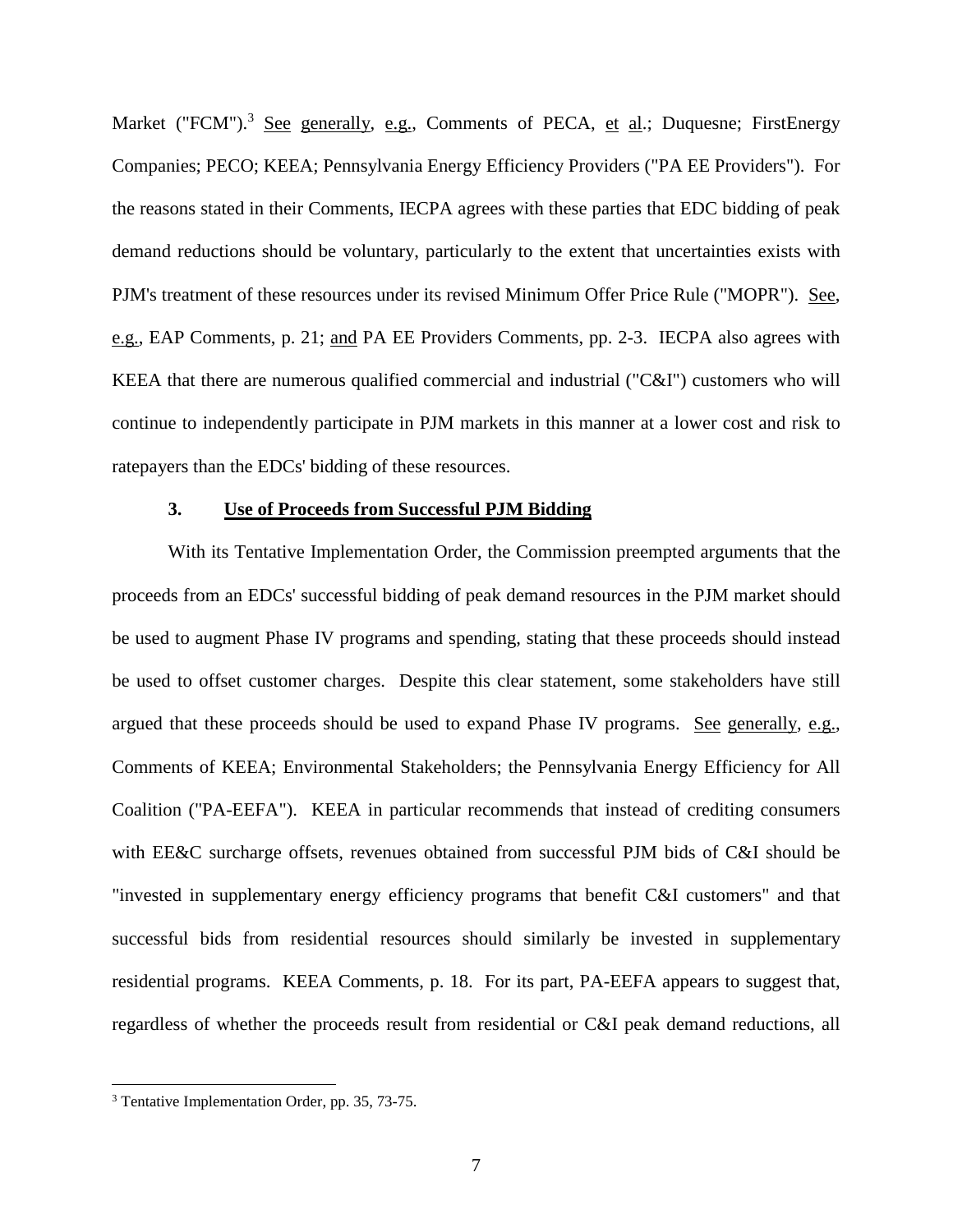Market ("FCM").[3] See generally, e.g., Comments of PECA, et al.; Duquesne; FirstEnergy Companies; PECO; KEEA; Pennsylvania Energy Efficiency Providers ("PA EE Providers"). For the reasons stated in their Comments, IECPA agrees with these parties that EDC bidding of peak demand reductions should be voluntary, particularly to the extent that uncertainties exists with PJM's treatment of these resources under its revised Minimum Offer Price Rule ("MOPR"). See, e.g., EAP Comments, p. 21; and PA EE Providers Comments, pp. 2-3. IECPA also agrees with KEEA that there are numerous qualified commercial and industrial ("C&I") customers who will continue to independently participate in PJM markets in this manner at a lower cost and risk to ratepayers than the EDCs' bidding of these resources.

### 3. Use of Proceeds from Successful PJM Bidding

With its Tentative Implementation Order, the Commission preempted arguments that the proceeds from an EDCs' successful bidding of peak demand resources in the PJM market should be used to augment Phase IV programs and spending, stating that these proceeds should instead be used to offset customer charges. Despite this clear statement, some stakeholders have still argued that these proceeds should be used to expand Phase IV programs. See generally, e.g., Comments of KEEA; Environmental Stakeholders; the Pennsylvania Energy Efficiency for All Coalition ("PA-EEFA"). KEEA in particular recommends that instead of crediting consumers with EE&C surcharge offsets, revenues obtained from successful PJM bids of C&I should be "invested in supplementary energy efficiency programs that benefit C&I customers" and that successful bids from residential resources should similarly be invested in supplementary residential programs. KEEA Comments, p. 18. For its part, PA-EEFA appears to suggest that, regardless of whether the proceeds result from residential or C&I peak demand reductions, all

---

[3] Tentative Implementation Order, pp. 35, 73-75.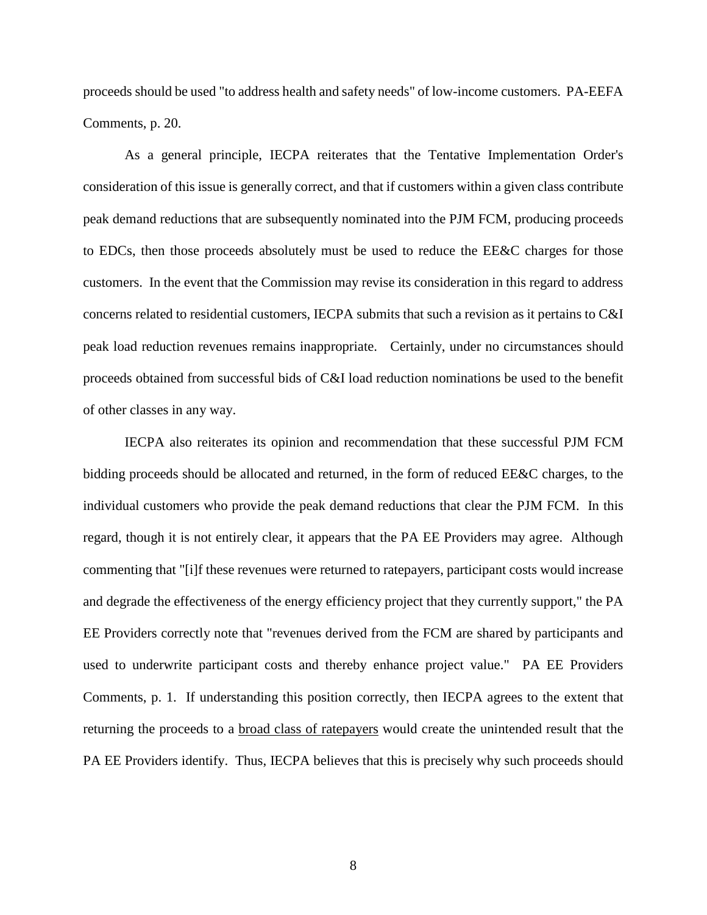proceeds should be used "to address health and safety needs" of low-income customers. PA-EEFA Comments, p. 20.

As a general principle, IECPA reiterates that the Tentative Implementation Order's consideration of this issue is generally correct, and that if customers within a given class contribute peak demand reductions that are subsequently nominated into the PJM FCM, producing proceeds to EDCs, then those proceeds absolutely must be used to reduce the EE&C charges for those customers. In the event that the Commission may revise its consideration in this regard to address concerns related to residential customers, IECPA submits that such a revision as it pertains to C&I peak load reduction revenues remains inappropriate. Certainly, under no circumstances should proceeds obtained from successful bids of C&I load reduction nominations be used to the benefit of other classes in any way.

IECPA also reiterates its opinion and recommendation that these successful PJM FCM bidding proceeds should be allocated and returned, in the form of reduced EE&C charges, to the individual customers who provide the peak demand reductions that clear the PJM FCM. In this regard, though it is not entirely clear, it appears that the PA EE Providers may agree. Although commenting that "[i]f these revenues were returned to ratepayers, participant costs would increase and degrade the effectiveness of the energy efficiency project that they currently support," the PA EE Providers correctly note that "revenues derived from the FCM are shared by participants and used to underwrite participant costs and thereby enhance project value." PA EE Providers Comments, p. 1. If understanding this position correctly, then IECPA agrees to the extent that returning the proceeds to a <u>broad class of ratepayers</u> would create the unintended result that the PA EE Providers identify. Thus, IECPA believes that this is precisely why such proceeds should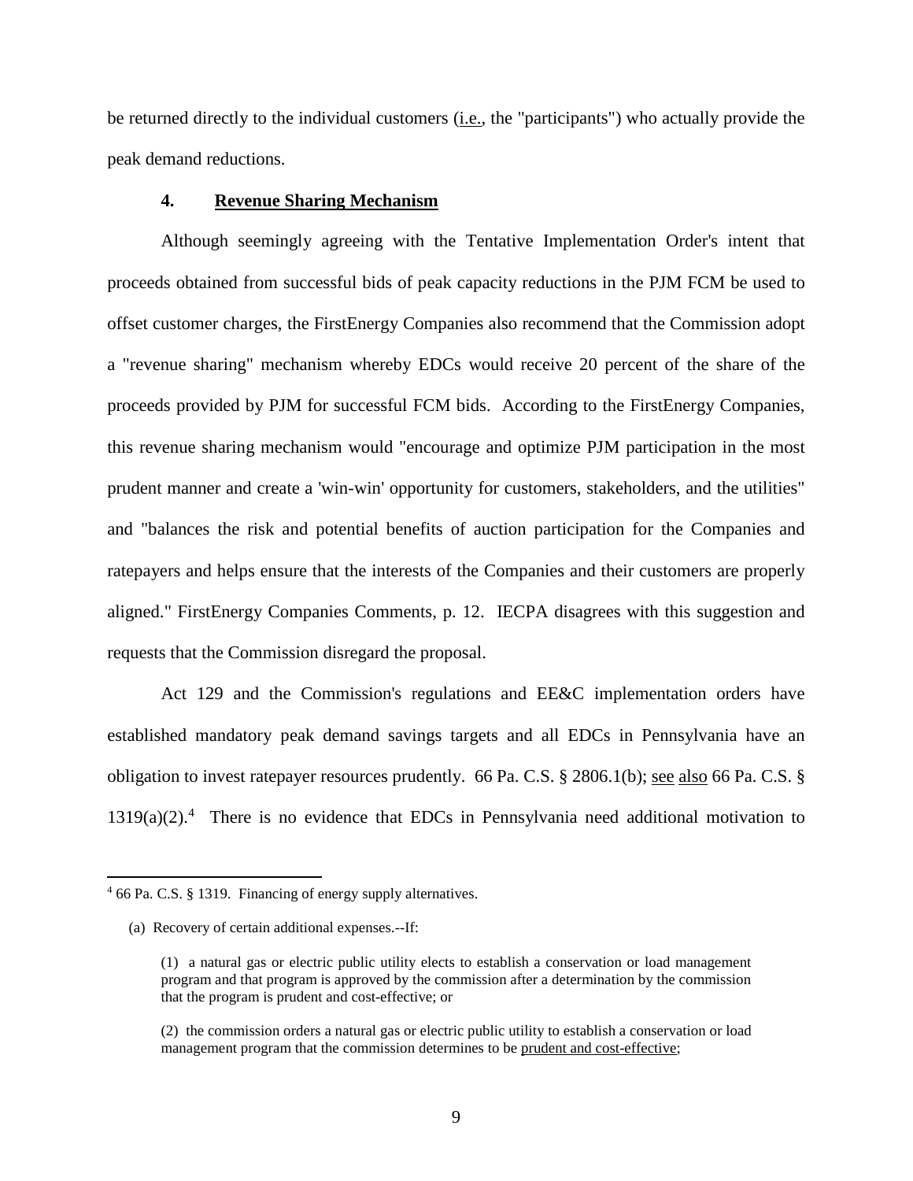be returned directly to the individual customers (i.e., the "participants") who actually provide the peak demand reductions.

### 4. Revenue Sharing Mechanism

Although seemingly agreeing with the Tentative Implementation Order's intent that proceeds obtained from successful bids of peak capacity reductions in the PJM FCM be used to offset customer charges, the FirstEnergy Companies also recommend that the Commission adopt a "revenue sharing" mechanism whereby EDCs would receive 20 percent of the share of the proceeds provided by PJM for successful FCM bids. According to the FirstEnergy Companies, this revenue sharing mechanism would "encourage and optimize PJM participation in the most prudent manner and create a 'win-win' opportunity for customers, stakeholders, and the utilities" and "balances the risk and potential benefits of auction participation for the Companies and ratepayers and helps ensure that the interests of the Companies and their customers are properly aligned." FirstEnergy Companies Comments, p. 12. IECPA disagrees with this suggestion and requests that the Commission disregard the proposal.

Act 129 and the Commission's regulations and EE&C implementation orders have established mandatory peak demand savings targets and all EDCs in Pennsylvania have an obligation to invest ratepayer resources prudently. 66 Pa. C.S. § 2806.1(b); see also 66 Pa. C.S. § 1319(a)(2).[4] There is no evidence that EDCs in Pennsylvania need additional motivation to

---

[4] 66 Pa. C.S. § 1319. Financing of energy supply alternatives.

(a) Recovery of certain additional expenses.--If:

> (1) a natural gas or electric public utility elects to establish a conservation or load management program and that program is approved by the commission after a determination by the commission that the program is prudent and cost-effective; or
>
> (2) the commission orders a natural gas or electric public utility to establish a conservation or load management program that the commission determines to be prudent and cost-effective;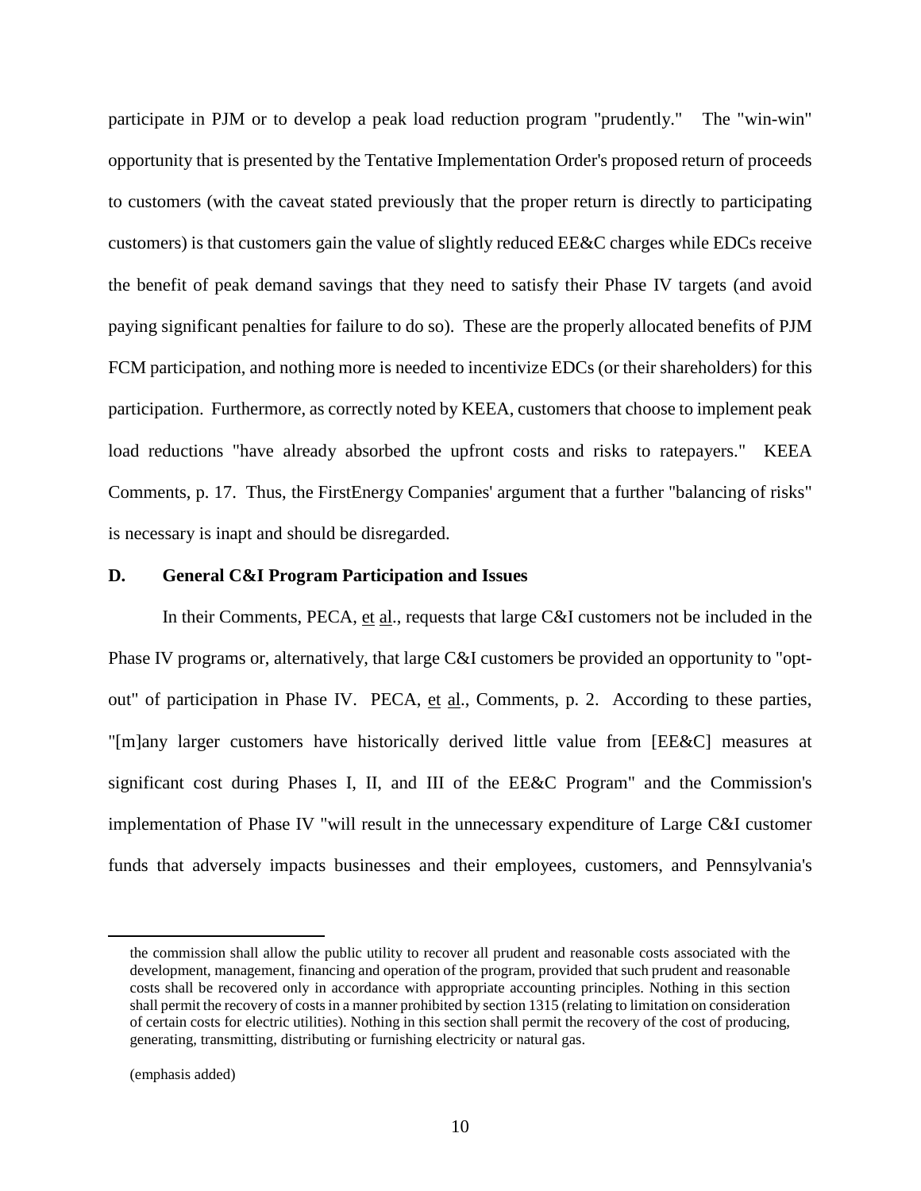participate in PJM or to develop a peak load reduction program "prudently." The "win-win" opportunity that is presented by the Tentative Implementation Order's proposed return of proceeds to customers (with the caveat stated previously that the proper return is directly to participating customers) is that customers gain the value of slightly reduced EE&C charges while EDCs receive the benefit of peak demand savings that they need to satisfy their Phase IV targets (and avoid paying significant penalties for failure to do so). These are the properly allocated benefits of PJM FCM participation, and nothing more is needed to incentivize EDCs (or their shareholders) for this participation. Furthermore, as correctly noted by KEEA, customers that choose to implement peak load reductions "have already absorbed the upfront costs and risks to ratepayers." KEEA Comments, p. 17. Thus, the FirstEnergy Companies' argument that a further "balancing of risks" is necessary is inapt and should be disregarded.

## D. General C&I Program Participation and Issues

In their Comments, PECA, et al., requests that large C&I customers not be included in the Phase IV programs or, alternatively, that large C&I customers be provided an opportunity to "opt-out" of participation in Phase IV. PECA, et al., Comments, p. 2. According to these parties, "[m]any larger customers have historically derived little value from [EE&C] measures at significant cost during Phases I, II, and III of the EE&C Program" and the Commission's implementation of Phase IV "will result in the unnecessary expenditure of Large C&I customer funds that adversely impacts businesses and their employees, customers, and Pennsylvania's

---

the commission shall allow the public utility to recover all prudent and reasonable costs associated with the development, management, financing and operation of the program, provided that such prudent and reasonable costs shall be recovered only in accordance with appropriate accounting principles. Nothing in this section shall permit the recovery of costs in a manner prohibited by section 1315 (relating to limitation on consideration of certain costs for electric utilities). Nothing in this section shall permit the recovery of the cost of producing, generating, transmitting, distributing or furnishing electricity or natural gas.

(emphasis added)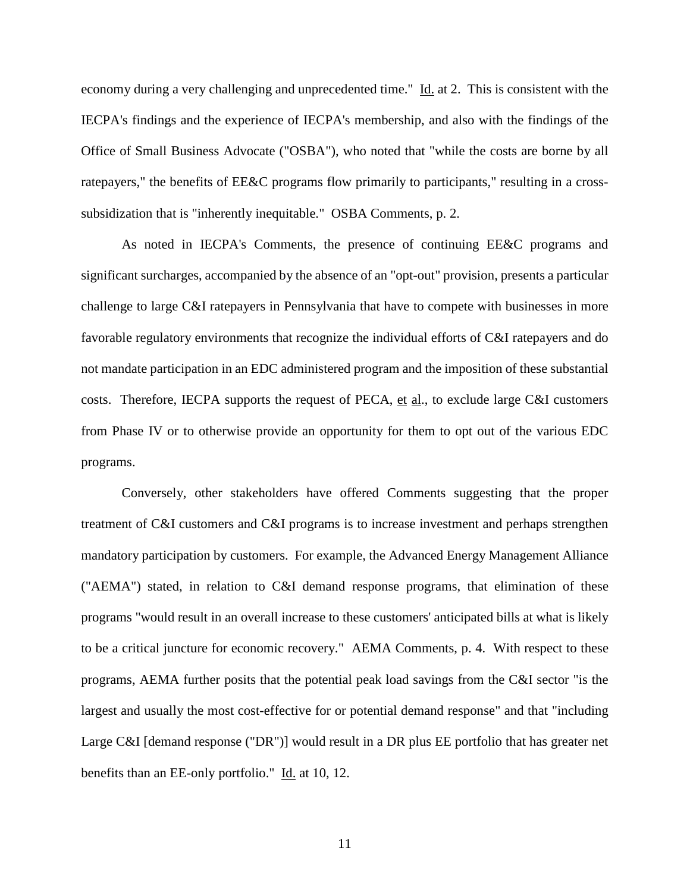economy during a very challenging and unprecedented time." Id. at 2. This is consistent with the IECPA's findings and the experience of IECPA's membership, and also with the findings of the Office of Small Business Advocate ("OSBA"), who noted that "while the costs are borne by all ratepayers," the benefits of EE&C programs flow primarily to participants," resulting in a cross-subsidization that is "inherently inequitable." OSBA Comments, p. 2.

As noted in IECPA's Comments, the presence of continuing EE&C programs and significant surcharges, accompanied by the absence of an "opt-out" provision, presents a particular challenge to large C&I ratepayers in Pennsylvania that have to compete with businesses in more favorable regulatory environments that recognize the individual efforts of C&I ratepayers and do not mandate participation in an EDC administered program and the imposition of these substantial costs. Therefore, IECPA supports the request of PECA, et al., to exclude large C&I customers from Phase IV or to otherwise provide an opportunity for them to opt out of the various EDC programs.

Conversely, other stakeholders have offered Comments suggesting that the proper treatment of C&I customers and C&I programs is to increase investment and perhaps strengthen mandatory participation by customers. For example, the Advanced Energy Management Alliance ("AEMA") stated, in relation to C&I demand response programs, that elimination of these programs "would result in an overall increase to these customers' anticipated bills at what is likely to be a critical juncture for economic recovery." AEMA Comments, p. 4. With respect to these programs, AEMA further posits that the potential peak load savings from the C&I sector "is the largest and usually the most cost-effective for or potential demand response" and that "including Large C&I [demand response ("DR")] would result in a DR plus EE portfolio that has greater net benefits than an EE-only portfolio." Id. at 10, 12.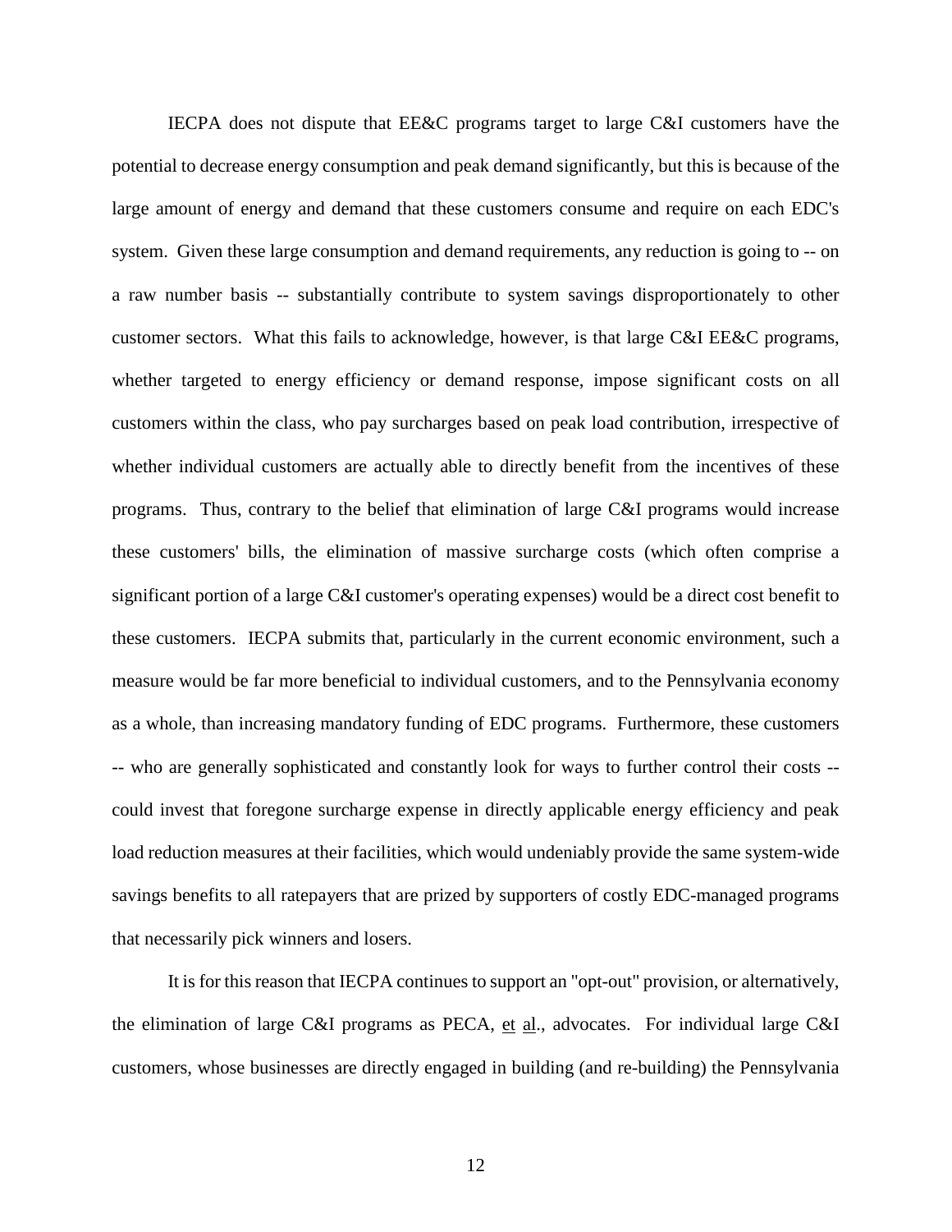IECPA does not dispute that EE&C programs target to large C&I customers have the potential to decrease energy consumption and peak demand significantly, but this is because of the large amount of energy and demand that these customers consume and require on each EDC's system. Given these large consumption and demand requirements, any reduction is going to -- on a raw number basis -- substantially contribute to system savings disproportionately to other customer sectors. What this fails to acknowledge, however, is that large C&I EE&C programs, whether targeted to energy efficiency or demand response, impose significant costs on all customers within the class, who pay surcharges based on peak load contribution, irrespective of whether individual customers are actually able to directly benefit from the incentives of these programs. Thus, contrary to the belief that elimination of large C&I programs would increase these customers' bills, the elimination of massive surcharge costs (which often comprise a significant portion of a large C&I customer's operating expenses) would be a direct cost benefit to these customers. IECPA submits that, particularly in the current economic environment, such a measure would be far more beneficial to individual customers, and to the Pennsylvania economy as a whole, than increasing mandatory funding of EDC programs. Furthermore, these customers -- who are generally sophisticated and constantly look for ways to further control their costs -- could invest that foregone surcharge expense in directly applicable energy efficiency and peak load reduction measures at their facilities, which would undeniably provide the same system-wide savings benefits to all ratepayers that are prized by supporters of costly EDC-managed programs that necessarily pick winners and losers.

It is for this reason that IECPA continues to support an "opt-out" provision, or alternatively, the elimination of large C&I programs as PECA, et al., advocates. For individual large C&I customers, whose businesses are directly engaged in building (and re-building) the Pennsylvania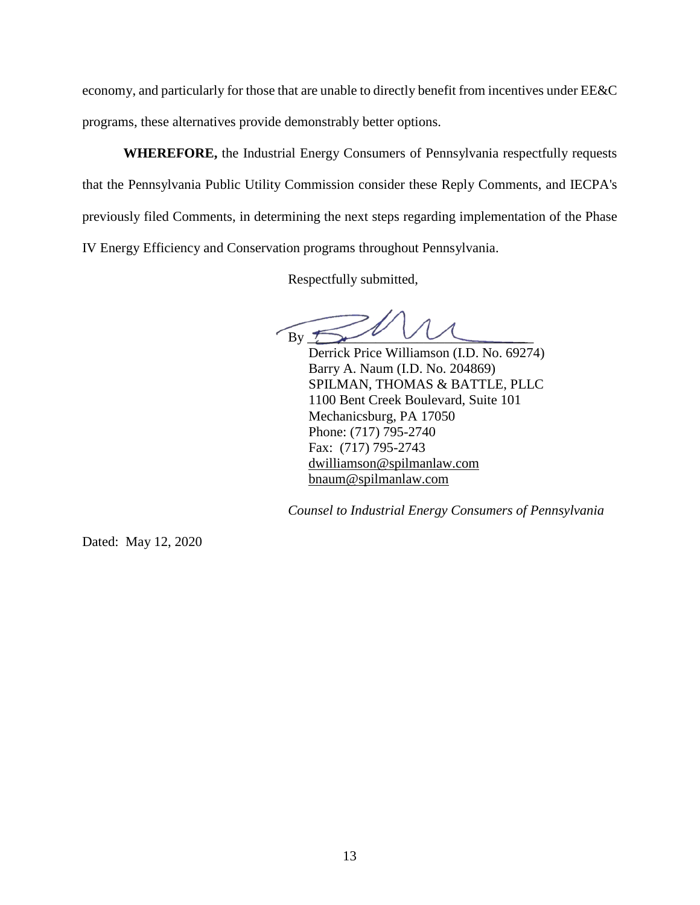economy, and particularly for those that are unable to directly benefit from incentives under EE&C programs, these alternatives provide demonstrably better options.

**WHEREFORE,** the Industrial Energy Consumers of Pennsylvania respectfully requests that the Pennsylvania Public Utility Commission consider these Reply Comments, and IECPA's previously filed Comments, in determining the next steps regarding implementation of the Phase IV Energy Efficiency and Conservation programs throughout Pennsylvania.

Respectfully submitted,

By ______________________________

Derrick Price Williamson (I.D. No. 69274)
Barry A. Naum (I.D. No. 204869)
SPILMAN, THOMAS & BATTLE, PLLC
1100 Bent Creek Boulevard, Suite 101
Mechanicsburg, PA 17050
Phone: (717) 795-2740
Fax: (717) 795-2743
dwilliamson@spilmanlaw.com
bnaum@spilmanlaw.com

*Counsel to Industrial Energy Consumers of Pennsylvania*

Dated: May 12, 2020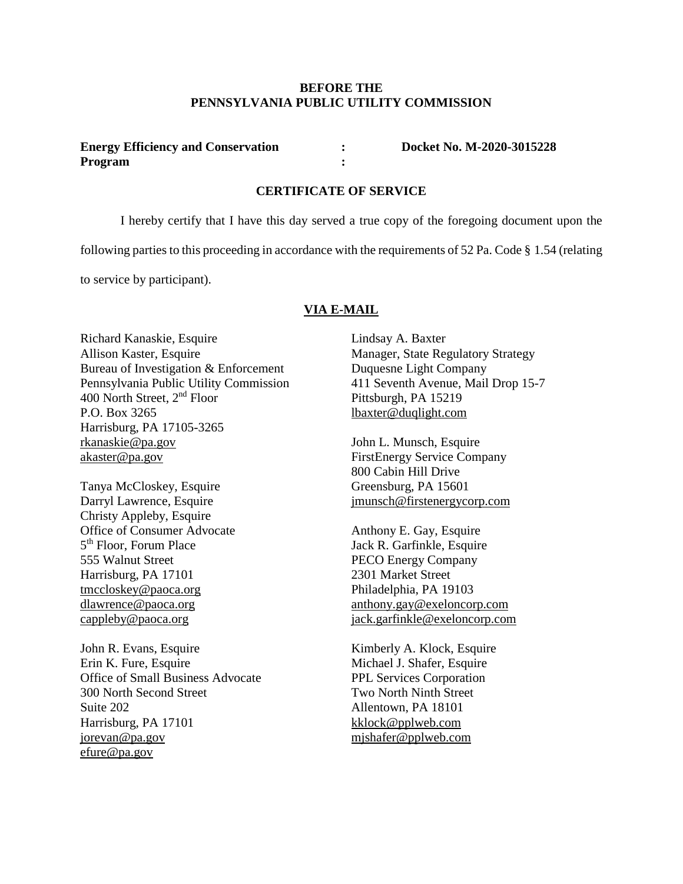**BEFORE THE**
**PENNSYLVANIA PUBLIC UTILITY COMMISSION**

**Energy Efficiency and Conservation Program** : **Docket No. M-2020-3015228**

## CERTIFICATE OF SERVICE

I hereby certify that I have this day served a true copy of the foregoing document upon the following parties to this proceeding in accordance with the requirements of 52 Pa. Code § 1.54 (relating to service by participant).

**VIA E-MAIL**

Richard Kanaskie, Esquire
Allison Kaster, Esquire
Bureau of Investigation & Enforcement
Pennsylvania Public Utility Commission
400 North Street, 2nd Floor
P.O. Box 3265
Harrisburg, PA 17105-3265
rkanaskie@pa.gov
akaster@pa.gov

Tanya McCloskey, Esquire
Darryl Lawrence, Esquire
Christy Appleby, Esquire
Office of Consumer Advocate
5th Floor, Forum Place
555 Walnut Street
Harrisburg, PA 17101
tmccloskey@paoca.org
dlawrence@paoca.org
cappleby@paoca.org

John R. Evans, Esquire
Erin K. Fure, Esquire
Office of Small Business Advocate
300 North Second Street
Suite 202
Harrisburg, PA 17101
jorevan@pa.gov
efure@pa.gov

Lindsay A. Baxter
Manager, State Regulatory Strategy
Duquesne Light Company
411 Seventh Avenue, Mail Drop 15-7
Pittsburgh, PA 15219
lbaxter@duqlight.com

John L. Munsch, Esquire
FirstEnergy Service Company
800 Cabin Hill Drive
Greensburg, PA 15601
jmunsch@firstenergycorp.com

Anthony E. Gay, Esquire
Jack R. Garfinkle, Esquire
PECO Energy Company
2301 Market Street
Philadelphia, PA 19103
anthony.gay@exeloncorp.com
jack.garfinkle@exeloncorp.com

Kimberly A. Klock, Esquire
Michael J. Shafer, Esquire
PPL Services Corporation
Two North Ninth Street
Allentown, PA 18101
kklock@pplweb.com
mjshafer@pplweb.com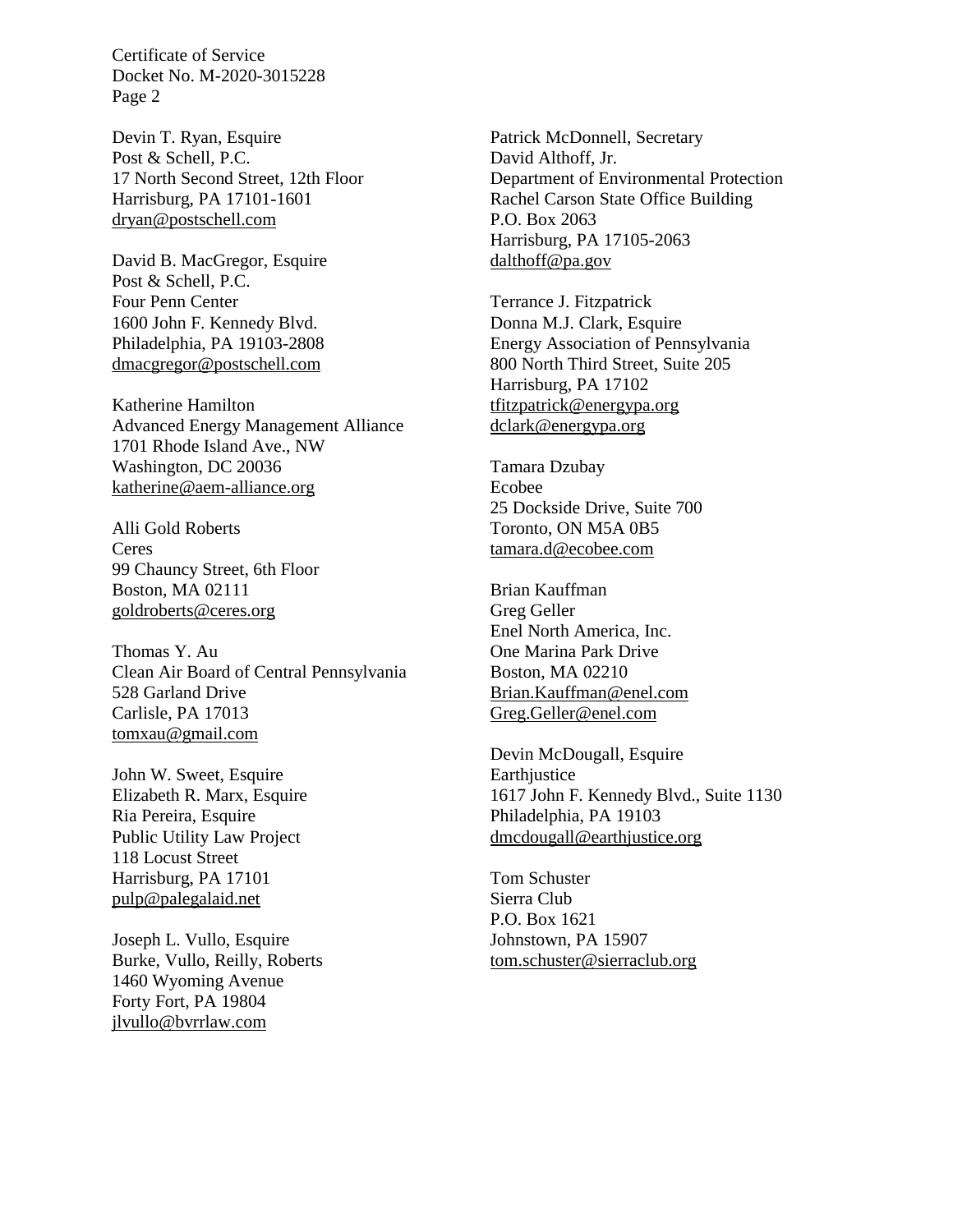Certificate of Service
Docket No. M-2020-3015228
Page 2

Devin T. Ryan, Esquire
Post & Schell, P.C.
17 North Second Street, 12th Floor
Harrisburg, PA 17101-1601
dryan@postschell.com

David B. MacGregor, Esquire
Post & Schell, P.C.
Four Penn Center
1600 John F. Kennedy Blvd.
Philadelphia, PA 19103-2808
dmacgregor@postschell.com

Katherine Hamilton
Advanced Energy Management Alliance
1701 Rhode Island Ave., NW
Washington, DC 20036
katherine@aem-alliance.org

Alli Gold Roberts
Ceres
99 Chauncy Street, 6th Floor
Boston, MA 02111
goldroberts@ceres.org

Thomas Y. Au
Clean Air Board of Central Pennsylvania
528 Garland Drive
Carlisle, PA 17013
tomxau@gmail.com

John W. Sweet, Esquire
Elizabeth R. Marx, Esquire
Ria Pereira, Esquire
Public Utility Law Project
118 Locust Street
Harrisburg, PA 17101
pulp@palegalaid.net

Joseph L. Vullo, Esquire
Burke, Vullo, Reilly, Roberts
1460 Wyoming Avenue
Forty Fort, PA 19804
jlvullo@bvrrlaw.com

Patrick McDonnell, Secretary
David Althoff, Jr.
Department of Environmental Protection
Rachel Carson State Office Building
P.O. Box 2063
Harrisburg, PA 17105-2063
dalthoff@pa.gov

Terrance J. Fitzpatrick
Donna M.J. Clark, Esquire
Energy Association of Pennsylvania
800 North Third Street, Suite 205
Harrisburg, PA 17102
tfitzpatrick@energypa.org
dclark@energypa.org

Tamara Dzubay
Ecobee
25 Dockside Drive, Suite 700
Toronto, ON M5A 0B5
tamara.d@ecobee.com

Brian Kauffman
Greg Geller
Enel North America, Inc.
One Marina Park Drive
Boston, MA 02210
Brian.Kauffman@enel.com
Greg.Geller@enel.com

Devin McDougall, Esquire
Earthjustice
1617 John F. Kennedy Blvd., Suite 1130
Philadelphia, PA 19103
dmcdougall@earthjustice.org

Tom Schuster
Sierra Club
P.O. Box 1621
Johnstown, PA 15907
tom.schuster@sierraclub.org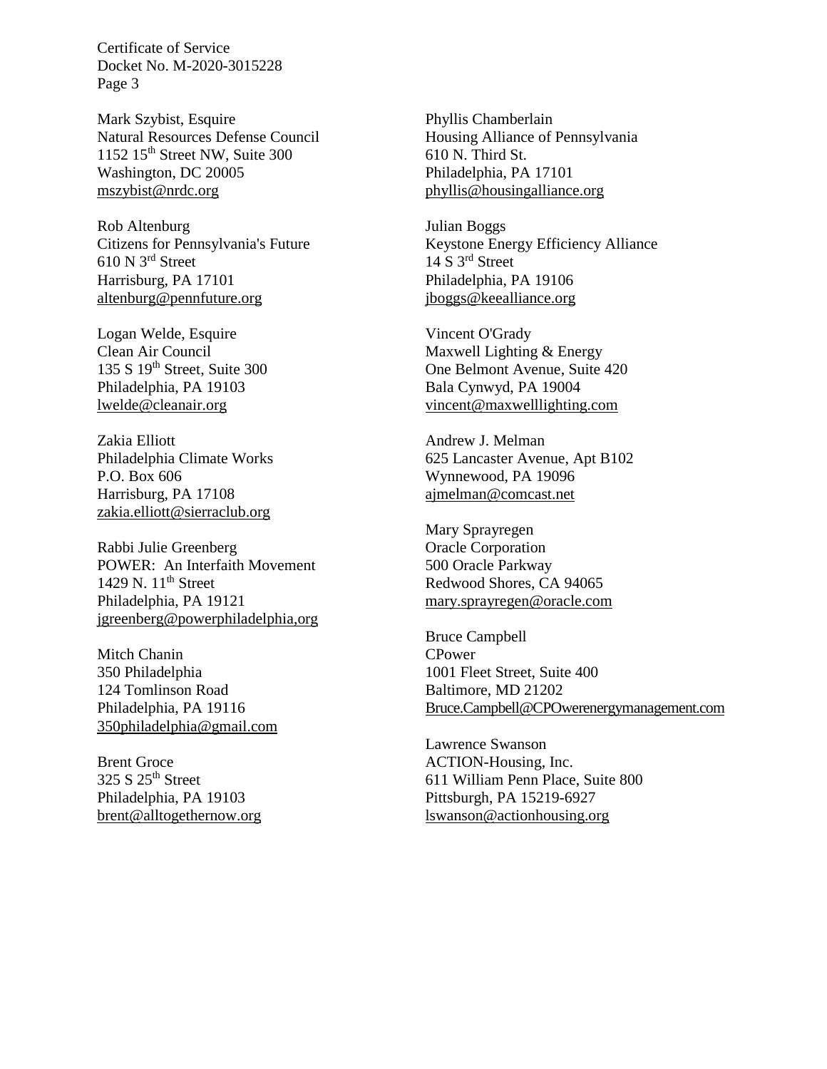Mark Szybist, Esquire
Natural Resources Defense Council
1152 15th Street NW, Suite 300
Washington, DC 20005
mszybist@nrdc.org

Rob Altenburg
Citizens for Pennsylvania's Future
610 N 3rd Street
Harrisburg, PA 17101
altenburg@pennfuture.org

Logan Welde, Esquire
Clean Air Council
135 S 19th Street, Suite 300
Philadelphia, PA 19103
lwelde@cleanair.org

Zakia Elliott
Philadelphia Climate Works
P.O. Box 606
Harrisburg, PA 17108
zakia.elliott@sierraclub.org

Rabbi Julie Greenberg
POWER: An Interfaith Movement
1429 N. 11th Street
Philadelphia, PA 19121
jgreenberg@powerphiladelphia,org

Mitch Chanin
350 Philadelphia
124 Tomlinson Road
Philadelphia, PA 19116
350philadelphia@gmail.com

Brent Groce
325 S 25th Street
Philadelphia, PA 19103
brent@alltogethernow.org

Phyllis Chamberlain
Housing Alliance of Pennsylvania
610 N. Third St.
Philadelphia, PA 17101
phyllis@housingalliance.org

Julian Boggs
Keystone Energy Efficiency Alliance
14 S 3rd Street
Philadelphia, PA 19106
jboggs@keealliance.org

Vincent O'Grady
Maxwell Lighting & Energy
One Belmont Avenue, Suite 420
Bala Cynwyd, PA 19004
vincent@maxwelllighting.com

Andrew J. Melman
625 Lancaster Avenue, Apt B102
Wynnewood, PA 19096
ajmelman@comcast.net

Mary Sprayregen
Oracle Corporation
500 Oracle Parkway
Redwood Shores, CA 94065
mary.sprayregen@oracle.com

Bruce Campbell
CPower
1001 Fleet Street, Suite 400
Baltimore, MD 21202
Bruce.Campbell@CPOwerenergymanagement.com

Lawrence Swanson
ACTION-Housing, Inc.
611 William Penn Place, Suite 800
Pittsburgh, PA 15219-6927
lswanson@actionhousing.org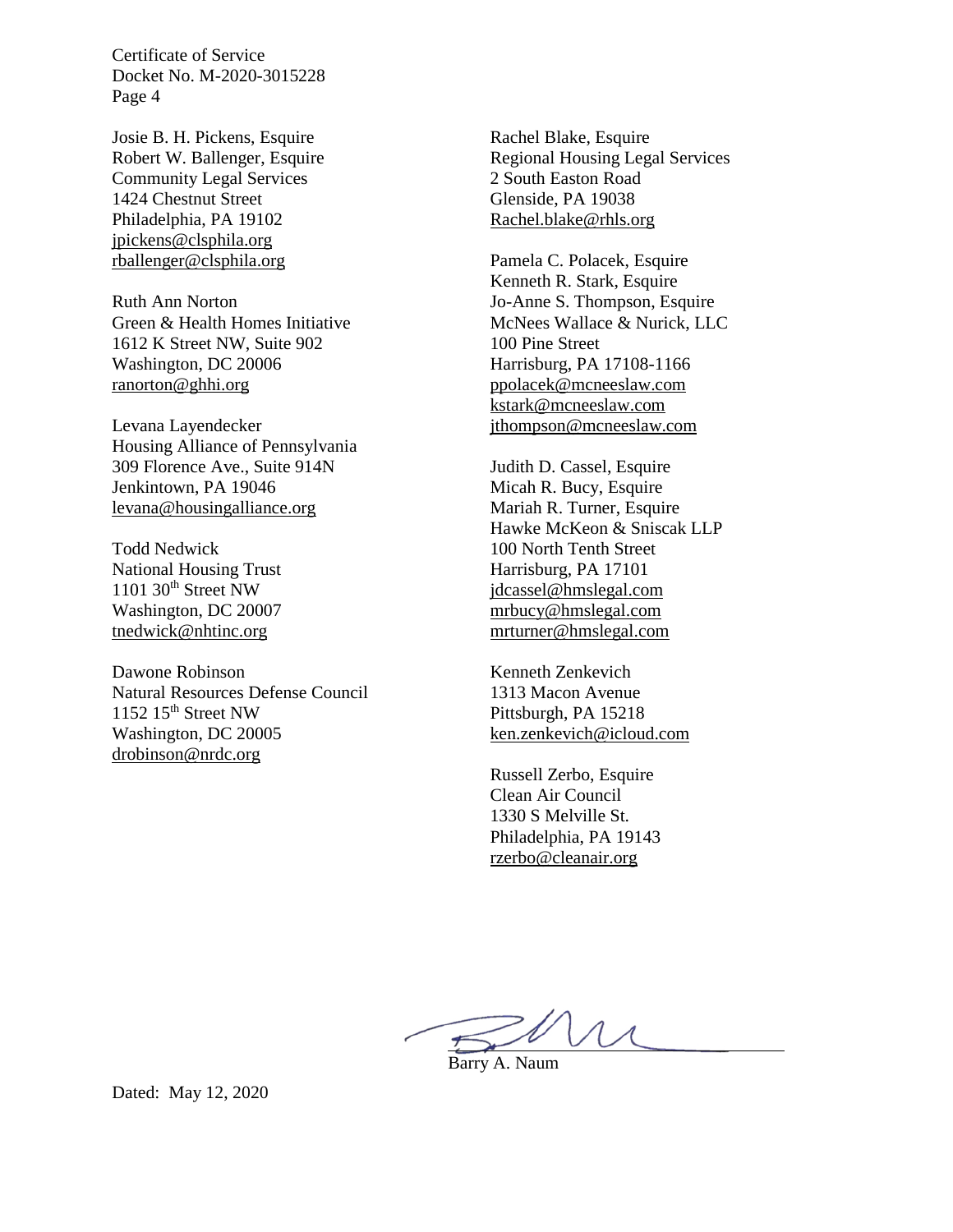Josie B. H. Pickens, Esquire
Robert W. Ballenger, Esquire
Community Legal Services
1424 Chestnut Street
Philadelphia, PA 19102
jpickens@clsphila.org
rballenger@clsphila.org

Ruth Ann Norton
Green & Health Homes Initiative
1612 K Street NW, Suite 902
Washington, DC 20006
ranorton@ghhi.org

Levana Layendecker
Housing Alliance of Pennsylvania
309 Florence Ave., Suite 914N
Jenkintown, PA 19046
levana@housingalliance.org

Todd Nedwick
National Housing Trust
1101 30th Street NW
Washington, DC 20007
tnedwick@nhtinc.org

Dawone Robinson
Natural Resources Defense Council
1152 15th Street NW
Washington, DC 20005
drobinson@nrdc.org

Rachel Blake, Esquire
Regional Housing Legal Services
2 South Easton Road
Glenside, PA 19038
Rachel.blake@rhls.org

Pamela C. Polacek, Esquire
Kenneth R. Stark, Esquire
Jo-Anne S. Thompson, Esquire
McNees Wallace & Nurick, LLC
100 Pine Street
Harrisburg, PA 17108-1166
ppolacek@mcneeslaw.com
kstark@mcneeslaw.com
jthompson@mcneeslaw.com

Judith D. Cassel, Esquire
Micah R. Bucy, Esquire
Mariah R. Turner, Esquire
Hawke McKeon & Sniscak LLP
100 North Tenth Street
Harrisburg, PA 17101
jdcassel@hmslegal.com
mrbucy@hmslegal.com
mrturner@hmslegal.com

Kenneth Zenkevich
1313 Macon Avenue
Pittsburgh, PA 15218
ken.zenkevich@icloud.com

Russell Zerbo, Esquire
Clean Air Council
1330 S Melville St.
Philadelphia, PA 19143
rzerbo@cleanair.org

Barry A. Naum

Dated: May 12, 2020